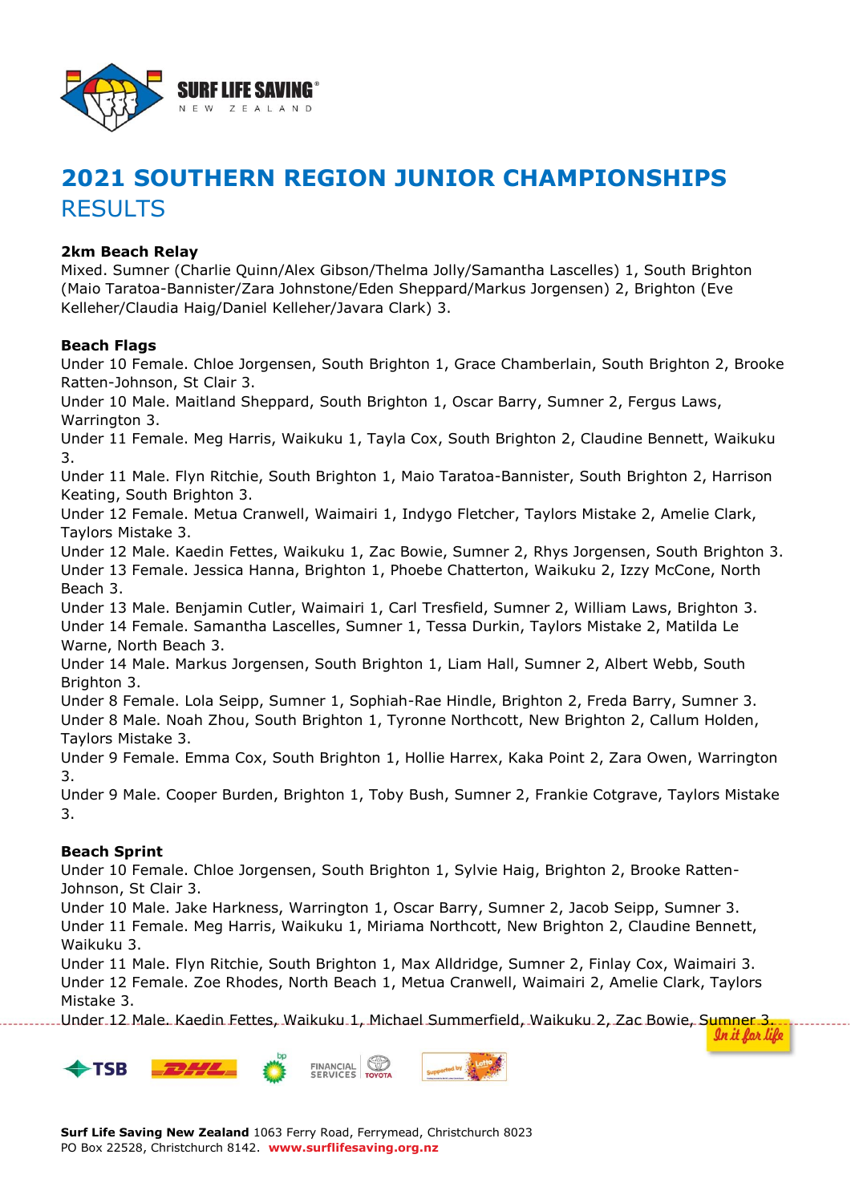# 2021 SOUTHERN REGION JUNIOR CHAMPIONSHIPS
## RESULTS

**2km Beach Relay**
Mixed. Sumner (Charlie Quinn/Alex Gibson/Thelma Jolly/Samantha Lascelles) 1, South Brighton (Maio Taratoa-Bannister/Zara Johnstone/Eden Sheppard/Markus Jorgensen) 2, Brighton (Eve Kelleher/Claudia Haig/Daniel Kelleher/Javara Clark) 3.

**Beach Flags**
Under 10 Female. Chloe Jorgensen, South Brighton 1, Grace Chamberlain, South Brighton 2, Brooke Ratten-Johnson, St Clair 3.
Under 10 Male. Maitland Sheppard, South Brighton 1, Oscar Barry, Sumner 2, Fergus Laws, Warrington 3.
Under 11 Female. Meg Harris, Waikuku 1, Tayla Cox, South Brighton 2, Claudine Bennett, Waikuku 3.
Under 11 Male. Flyn Ritchie, South Brighton 1, Maio Taratoa-Bannister, South Brighton 2, Harrison Keating, South Brighton 3.
Under 12 Female. Metua Cranwell, Waimairi 1, Indygo Fletcher, Taylors Mistake 2, Amelie Clark, Taylors Mistake 3.
Under 12 Male. Kaedin Fettes, Waikuku 1, Zac Bowie, Sumner 2, Rhys Jorgensen, South Brighton 3.
Under 13 Female. Jessica Hanna, Brighton 1, Phoebe Chatterton, Waikuku 2, Izzy McCone, North Beach 3.
Under 13 Male. Benjamin Cutler, Waimairi 1, Carl Tresfield, Sumner 2, William Laws, Brighton 3.
Under 14 Female. Samantha Lascelles, Sumner 1, Tessa Durkin, Taylors Mistake 2, Matilda Le Warne, North Beach 3.
Under 14 Male. Markus Jorgensen, South Brighton 1, Liam Hall, Sumner 2, Albert Webb, South Brighton 3.
Under 8 Female. Lola Seipp, Sumner 1, Sophiah-Rae Hindle, Brighton 2, Freda Barry, Sumner 3.
Under 8 Male. Noah Zhou, South Brighton 1, Tyronne Northcott, New Brighton 2, Callum Holden, Taylors Mistake 3.
Under 9 Female. Emma Cox, South Brighton 1, Hollie Harrex, Kaka Point 2, Zara Owen, Warrington 3.
Under 9 Male. Cooper Burden, Brighton 1, Toby Bush, Sumner 2, Frankie Cotgrave, Taylors Mistake 3.

**Beach Sprint**
Under 10 Female. Chloe Jorgensen, South Brighton 1, Sylvie Haig, Brighton 2, Brooke Ratten-Johnson, St Clair 3.
Under 10 Male. Jake Harkness, Warrington 1, Oscar Barry, Sumner 2, Jacob Seipp, Sumner 3.
Under 11 Female. Meg Harris, Waikuku 1, Miriama Northcott, New Brighton 2, Claudine Bennett, Waikuku 3.
Under 11 Male. Flyn Ritchie, South Brighton 1, Max Alldridge, Sumner 2, Finlay Cox, Waimairi 3.
Under 12 Female. Zoe Rhodes, North Beach 1, Metua Cranwell, Waimairi 2, Amelie Clark, Taylors Mistake 3.
Under 12 Male. Kaedin Fettes, Waikuku 1, Michael Summerfield, Waikuku 2, Zac Bowie, Sumner 3.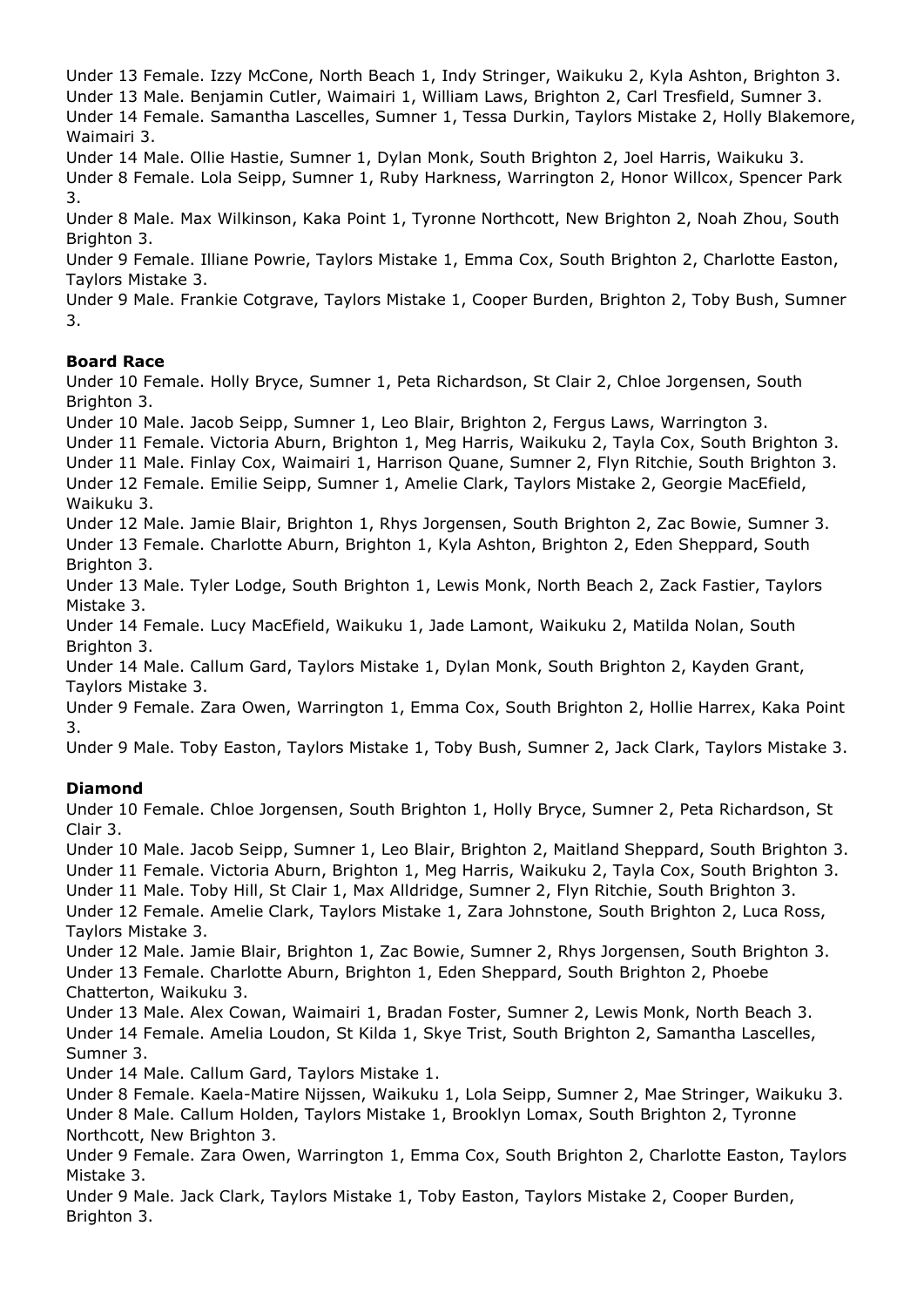Under 13 Female. Izzy McCone, North Beach 1, Indy Stringer, Waikuku 2, Kyla Ashton, Brighton 3.
Under 13 Male. Benjamin Cutler, Waimairi 1, William Laws, Brighton 2, Carl Tresfield, Sumner 3.
Under 14 Female. Samantha Lascelles, Sumner 1, Tessa Durkin, Taylors Mistake 2, Holly Blakemore, Waimairi 3.
Under 14 Male. Ollie Hastie, Sumner 1, Dylan Monk, South Brighton 2, Joel Harris, Waikuku 3.
Under 8 Female. Lola Seipp, Sumner 1, Ruby Harkness, Warrington 2, Honor Willcox, Spencer Park 3.
Under 8 Male. Max Wilkinson, Kaka Point 1, Tyronne Northcott, New Brighton 2, Noah Zhou, South Brighton 3.
Under 9 Female. Illiane Powrie, Taylors Mistake 1, Emma Cox, South Brighton 2, Charlotte Easton, Taylors Mistake 3.
Under 9 Male. Frankie Cotgrave, Taylors Mistake 1, Cooper Burden, Brighton 2, Toby Bush, Sumner 3.

**Board Race**

Under 10 Female. Holly Bryce, Sumner 1, Peta Richardson, St Clair 2, Chloe Jorgensen, South Brighton 3.
Under 10 Male. Jacob Seipp, Sumner 1, Leo Blair, Brighton 2, Fergus Laws, Warrington 3.
Under 11 Female. Victoria Aburn, Brighton 1, Meg Harris, Waikuku 2, Tayla Cox, South Brighton 3.
Under 11 Male. Finlay Cox, Waimairi 1, Harrison Quane, Sumner 2, Flyn Ritchie, South Brighton 3.
Under 12 Female. Emilie Seipp, Sumner 1, Amelie Clark, Taylors Mistake 2, Georgie MacEfield, Waikuku 3.
Under 12 Male. Jamie Blair, Brighton 1, Rhys Jorgensen, South Brighton 2, Zac Bowie, Sumner 3.
Under 13 Female. Charlotte Aburn, Brighton 1, Kyla Ashton, Brighton 2, Eden Sheppard, South Brighton 3.
Under 13 Male. Tyler Lodge, South Brighton 1, Lewis Monk, North Beach 2, Zack Fastier, Taylors Mistake 3.
Under 14 Female. Lucy MacEfield, Waikuku 1, Jade Lamont, Waikuku 2, Matilda Nolan, South Brighton 3.
Under 14 Male. Callum Gard, Taylors Mistake 1, Dylan Monk, South Brighton 2, Kayden Grant, Taylors Mistake 3.
Under 9 Female. Zara Owen, Warrington 1, Emma Cox, South Brighton 2, Hollie Harrex, Kaka Point 3.
Under 9 Male. Toby Easton, Taylors Mistake 1, Toby Bush, Sumner 2, Jack Clark, Taylors Mistake 3.

**Diamond**

Under 10 Female. Chloe Jorgensen, South Brighton 1, Holly Bryce, Sumner 2, Peta Richardson, St Clair 3.
Under 10 Male. Jacob Seipp, Sumner 1, Leo Blair, Brighton 2, Maitland Sheppard, South Brighton 3.
Under 11 Female. Victoria Aburn, Brighton 1, Meg Harris, Waikuku 2, Tayla Cox, South Brighton 3.
Under 11 Male. Toby Hill, St Clair 1, Max Alldridge, Sumner 2, Flyn Ritchie, South Brighton 3.
Under 12 Female. Amelie Clark, Taylors Mistake 1, Zara Johnstone, South Brighton 2, Luca Ross, Taylors Mistake 3.
Under 12 Male. Jamie Blair, Brighton 1, Zac Bowie, Sumner 2, Rhys Jorgensen, South Brighton 3.
Under 13 Female. Charlotte Aburn, Brighton 1, Eden Sheppard, South Brighton 2, Phoebe Chatterton, Waikuku 3.
Under 13 Male. Alex Cowan, Waimairi 1, Bradan Foster, Sumner 2, Lewis Monk, North Beach 3.
Under 14 Female. Amelia Loudon, St Kilda 1, Skye Trist, South Brighton 2, Samantha Lascelles, Sumner 3.
Under 14 Male. Callum Gard, Taylors Mistake 1.
Under 8 Female. Kaela-Matire Nijssen, Waikuku 1, Lola Seipp, Sumner 2, Mae Stringer, Waikuku 3.
Under 8 Male. Callum Holden, Taylors Mistake 1, Brooklyn Lomax, South Brighton 2, Tyronne Northcott, New Brighton 3.
Under 9 Female. Zara Owen, Warrington 1, Emma Cox, South Brighton 2, Charlotte Easton, Taylors Mistake 3.
Under 9 Male. Jack Clark, Taylors Mistake 1, Toby Easton, Taylors Mistake 2, Cooper Burden, Brighton 3.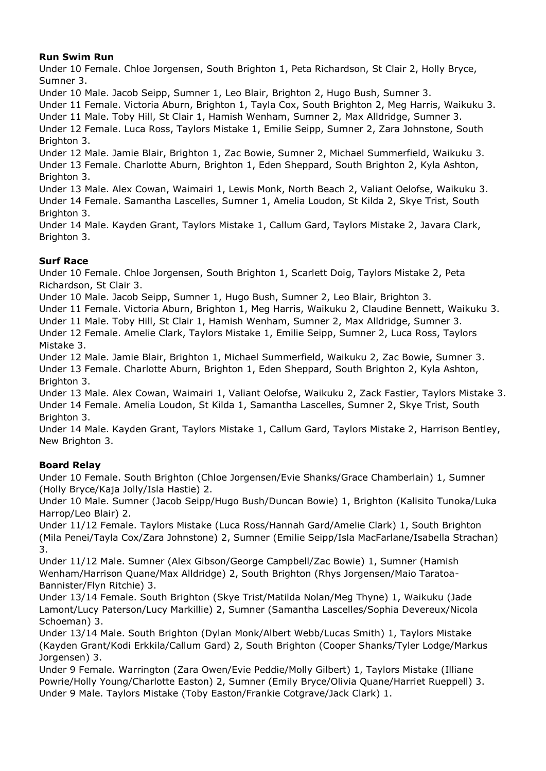**Run Swim Run**

Under 10 Female. Chloe Jorgensen, South Brighton 1, Peta Richardson, St Clair 2, Holly Bryce, Sumner 3.
Under 10 Male. Jacob Seipp, Sumner 1, Leo Blair, Brighton 2, Hugo Bush, Sumner 3.
Under 11 Female. Victoria Aburn, Brighton 1, Tayla Cox, South Brighton 2, Meg Harris, Waikuku 3.
Under 11 Male. Toby Hill, St Clair 1, Hamish Wenham, Sumner 2, Max Alldridge, Sumner 3.
Under 12 Female. Luca Ross, Taylors Mistake 1, Emilie Seipp, Sumner 2, Zara Johnstone, South Brighton 3.
Under 12 Male. Jamie Blair, Brighton 1, Zac Bowie, Sumner 2, Michael Summerfield, Waikuku 3.
Under 13 Female. Charlotte Aburn, Brighton 1, Eden Sheppard, South Brighton 2, Kyla Ashton, Brighton 3.
Under 13 Male. Alex Cowan, Waimairi 1, Lewis Monk, North Beach 2, Valiant Oelofse, Waikuku 3.
Under 14 Female. Samantha Lascelles, Sumner 1, Amelia Loudon, St Kilda 2, Skye Trist, South Brighton 3.
Under 14 Male. Kayden Grant, Taylors Mistake 1, Callum Gard, Taylors Mistake 2, Javara Clark, Brighton 3.

**Surf Race**

Under 10 Female. Chloe Jorgensen, South Brighton 1, Scarlett Doig, Taylors Mistake 2, Peta Richardson, St Clair 3.
Under 10 Male. Jacob Seipp, Sumner 1, Hugo Bush, Sumner 2, Leo Blair, Brighton 3.
Under 11 Female. Victoria Aburn, Brighton 1, Meg Harris, Waikuku 2, Claudine Bennett, Waikuku 3.
Under 11 Male. Toby Hill, St Clair 1, Hamish Wenham, Sumner 2, Max Alldridge, Sumner 3.
Under 12 Female. Amelie Clark, Taylors Mistake 1, Emilie Seipp, Sumner 2, Luca Ross, Taylors Mistake 3.
Under 12 Male. Jamie Blair, Brighton 1, Michael Summerfield, Waikuku 2, Zac Bowie, Sumner 3.
Under 13 Female. Charlotte Aburn, Brighton 1, Eden Sheppard, South Brighton 2, Kyla Ashton, Brighton 3.
Under 13 Male. Alex Cowan, Waimairi 1, Valiant Oelofse, Waikuku 2, Zack Fastier, Taylors Mistake 3.
Under 14 Female. Amelia Loudon, St Kilda 1, Samantha Lascelles, Sumner 2, Skye Trist, South Brighton 3.
Under 14 Male. Kayden Grant, Taylors Mistake 1, Callum Gard, Taylors Mistake 2, Harrison Bentley, New Brighton 3.

**Board Relay**

Under 10 Female. South Brighton (Chloe Jorgensen/Evie Shanks/Grace Chamberlain) 1, Sumner (Holly Bryce/Kaja Jolly/Isla Hastie) 2.
Under 10 Male. Sumner (Jacob Seipp/Hugo Bush/Duncan Bowie) 1, Brighton (Kalisito Tunoka/Luka Harrop/Leo Blair) 2.
Under 11/12 Female. Taylors Mistake (Luca Ross/Hannah Gard/Amelie Clark) 1, South Brighton (Mila Penei/Tayla Cox/Zara Johnstone) 2, Sumner (Emilie Seipp/Isla MacFarlane/Isabella Strachan) 3.
Under 11/12 Male. Sumner (Alex Gibson/George Campbell/Zac Bowie) 1, Sumner (Hamish Wenham/Harrison Quane/Max Alldridge) 2, South Brighton (Rhys Jorgensen/Maio Taratoa-Bannister/Flyn Ritchie) 3.
Under 13/14 Female. South Brighton (Skye Trist/Matilda Nolan/Meg Thyne) 1, Waikuku (Jade Lamont/Lucy Paterson/Lucy Markillie) 2, Sumner (Samantha Lascelles/Sophia Devereux/Nicola Schoeman) 3.
Under 13/14 Male. South Brighton (Dylan Monk/Albert Webb/Lucas Smith) 1, Taylors Mistake (Kayden Grant/Kodi Erkkila/Callum Gard) 2, South Brighton (Cooper Shanks/Tyler Lodge/Markus Jorgensen) 3.
Under 9 Female. Warrington (Zara Owen/Evie Peddie/Molly Gilbert) 1, Taylors Mistake (Illiane Powrie/Holly Young/Charlotte Easton) 2, Sumner (Emily Bryce/Olivia Quane/Harriet Rueppell) 3.
Under 9 Male. Taylors Mistake (Toby Easton/Frankie Cotgrave/Jack Clark) 1.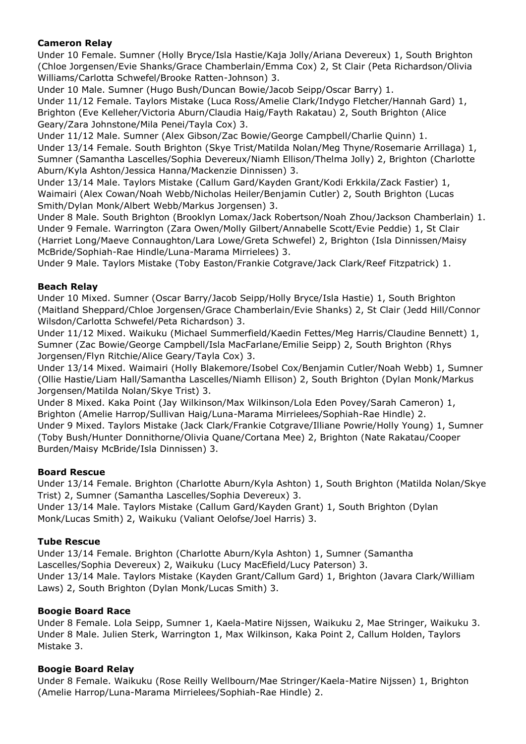**Cameron Relay**

Under 10 Female. Sumner (Holly Bryce/Isla Hastie/Kaja Jolly/Ariana Devereux) 1, South Brighton (Chloe Jorgensen/Evie Shanks/Grace Chamberlain/Emma Cox) 2, St Clair (Peta Richardson/Olivia Williams/Carlotta Schwefel/Brooke Ratten-Johnson) 3.
Under 10 Male. Sumner (Hugo Bush/Duncan Bowie/Jacob Seipp/Oscar Barry) 1.
Under 11/12 Female. Taylors Mistake (Luca Ross/Amelie Clark/Indygo Fletcher/Hannah Gard) 1, Brighton (Eve Kelleher/Victoria Aburn/Claudia Haig/Fayth Rakatau) 2, South Brighton (Alice Geary/Zara Johnstone/Mila Penei/Tayla Cox) 3.
Under 11/12 Male. Sumner (Alex Gibson/Zac Bowie/George Campbell/Charlie Quinn) 1.
Under 13/14 Female. South Brighton (Skye Trist/Matilda Nolan/Meg Thyne/Rosemarie Arrillaga) 1, Sumner (Samantha Lascelles/Sophia Devereux/Niamh Ellison/Thelma Jolly) 2, Brighton (Charlotte Aburn/Kyla Ashton/Jessica Hanna/Mackenzie Dinnissen) 3.
Under 13/14 Male. Taylors Mistake (Callum Gard/Kayden Grant/Kodi Erkkila/Zack Fastier) 1, Waimairi (Alex Cowan/Noah Webb/Nicholas Heiler/Benjamin Cutler) 2, South Brighton (Lucas Smith/Dylan Monk/Albert Webb/Markus Jorgensen) 3.
Under 8 Male. South Brighton (Brooklyn Lomax/Jack Robertson/Noah Zhou/Jackson Chamberlain) 1.
Under 9 Female. Warrington (Zara Owen/Molly Gilbert/Annabelle Scott/Evie Peddie) 1, St Clair (Harriet Long/Maeve Connaughton/Lara Lowe/Greta Schwefel) 2, Brighton (Isla Dinnissen/Maisy McBride/Sophiah-Rae Hindle/Luna-Marama Mirrielees) 3.
Under 9 Male. Taylors Mistake (Toby Easton/Frankie Cotgrave/Jack Clark/Reef Fitzpatrick) 1.

**Beach Relay**

Under 10 Mixed. Sumner (Oscar Barry/Jacob Seipp/Holly Bryce/Isla Hastie) 1, South Brighton (Maitland Sheppard/Chloe Jorgensen/Grace Chamberlain/Evie Shanks) 2, St Clair (Jedd Hill/Connor Wilsdon/Carlotta Schwefel/Peta Richardson) 3.
Under 11/12 Mixed. Waikuku (Michael Summerfield/Kaedin Fettes/Meg Harris/Claudine Bennett) 1, Sumner (Zac Bowie/George Campbell/Isla MacFarlane/Emilie Seipp) 2, South Brighton (Rhys Jorgensen/Flyn Ritchie/Alice Geary/Tayla Cox) 3.
Under 13/14 Mixed. Waimairi (Holly Blakemore/Isobel Cox/Benjamin Cutler/Noah Webb) 1, Sumner (Ollie Hastie/Liam Hall/Samantha Lascelles/Niamh Ellison) 2, South Brighton (Dylan Monk/Markus Jorgensen/Matilda Nolan/Skye Trist) 3.
Under 8 Mixed. Kaka Point (Jay Wilkinson/Max Wilkinson/Lola Eden Povey/Sarah Cameron) 1, Brighton (Amelie Harrop/Sullivan Haig/Luna-Marama Mirrielees/Sophiah-Rae Hindle) 2.
Under 9 Mixed. Taylors Mistake (Jack Clark/Frankie Cotgrave/Illiane Powrie/Holly Young) 1, Sumner (Toby Bush/Hunter Donnithorne/Olivia Quane/Cortana Mee) 2, Brighton (Nate Rakatau/Cooper Burden/Maisy McBride/Isla Dinnissen) 3.

**Board Rescue**

Under 13/14 Female. Brighton (Charlotte Aburn/Kyla Ashton) 1, South Brighton (Matilda Nolan/Skye Trist) 2, Sumner (Samantha Lascelles/Sophia Devereux) 3.
Under 13/14 Male. Taylors Mistake (Callum Gard/Kayden Grant) 1, South Brighton (Dylan Monk/Lucas Smith) 2, Waikuku (Valiant Oelofse/Joel Harris) 3.

**Tube Rescue**

Under 13/14 Female. Brighton (Charlotte Aburn/Kyla Ashton) 1, Sumner (Samantha Lascelles/Sophia Devereux) 2, Waikuku (Lucy MacEfield/Lucy Paterson) 3.
Under 13/14 Male. Taylors Mistake (Kayden Grant/Callum Gard) 1, Brighton (Javara Clark/William Laws) 2, South Brighton (Dylan Monk/Lucas Smith) 3.

**Boogie Board Race**

Under 8 Female. Lola Seipp, Sumner 1, Kaela-Matire Nijssen, Waikuku 2, Mae Stringer, Waikuku 3.
Under 8 Male. Julien Sterk, Warrington 1, Max Wilkinson, Kaka Point 2, Callum Holden, Taylors Mistake 3.

**Boogie Board Relay**

Under 8 Female. Waikuku (Rose Reilly Wellbourn/Mae Stringer/Kaela-Matire Nijssen) 1, Brighton (Amelie Harrop/Luna-Marama Mirrielees/Sophiah-Rae Hindle) 2.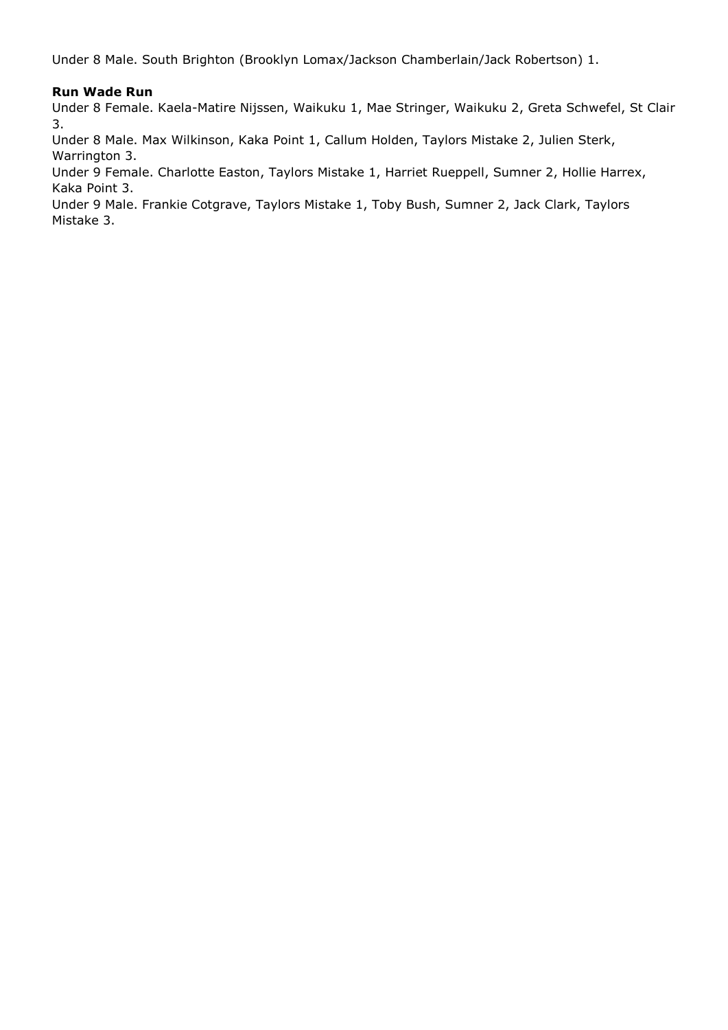Under 8 Male. South Brighton (Brooklyn Lomax/Jackson Chamberlain/Jack Robertson) 1.

**Run Wade Run**

Under 8 Female. Kaela-Matire Nijssen, Waikuku 1, Mae Stringer, Waikuku 2, Greta Schwefel, St Clair 3.

Under 8 Male. Max Wilkinson, Kaka Point 1, Callum Holden, Taylors Mistake 2, Julien Sterk, Warrington 3.

Under 9 Female. Charlotte Easton, Taylors Mistake 1, Harriet Rueppell, Sumner 2, Hollie Harrex, Kaka Point 3.

Under 9 Male. Frankie Cotgrave, Taylors Mistake 1, Toby Bush, Sumner 2, Jack Clark, Taylors Mistake 3.